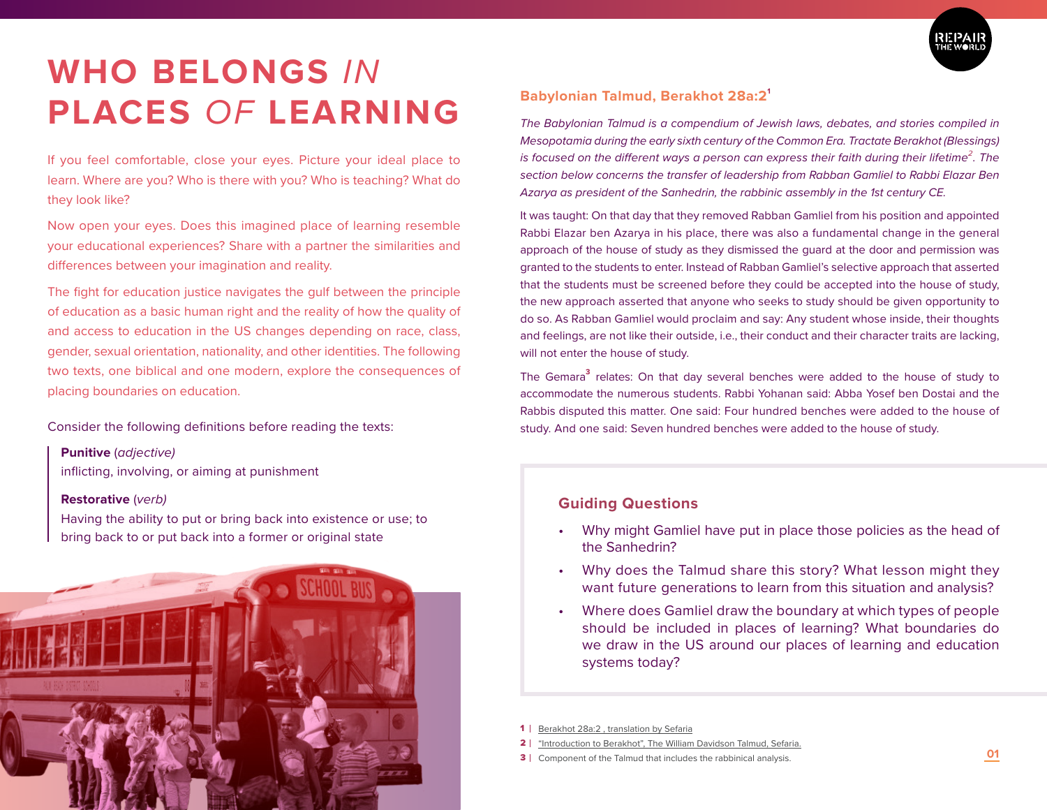# WHO BELONGS *IN* PLACES *OF* LEARNING

If you feel comfortable, close your eyes. Picture your ideal place to learn. Where are you? Who is there with you? Who is teaching? What do they look like?

Now open your eyes. Does this imagined place of learning resemble your educational experiences? Share with a partner the similarities and differences between your imagination and reality.

The fight for education justice navigates the gulf between the principle of education as a basic human right and the reality of how the quality of and access to education in the US changes depending on race, class, gender, sexual orientation, nationality, and other identities. The following two texts, one biblical and one modern, explore the consequences of placing boundaries on education.

Consider the following definitions before reading the texts:

**Punitive** *(adjective)*
inflicting, involving, or aiming at punishment

**Restorative** *(verb)*
Having the ability to put or bring back into existence or use; to bring back to or put back into a former or original state

## Babylonian Talmud, Berakhot 28a:2[1]

*The Babylonian Talmud is a compendium of Jewish laws, debates, and stories compiled in Mesopotamia during the early sixth century of the Common Era. Tractate Berakhot (Blessings) is focused on the different ways a person can express their faith during their lifetime[2]. The section below concerns the transfer of leadership from Rabban Gamliel to Rabbi Elazar Ben Azarya as president of the Sanhedrin, the rabbinic assembly in the 1st century CE.*

It was taught: On that day that they removed Rabban Gamliel from his position and appointed Rabbi Elazar ben Azarya in his place, there was also a fundamental change in the general approach of the house of study as they dismissed the guard at the door and permission was granted to the students to enter. Instead of Rabban Gamliel's selective approach that asserted that the students must be screened before they could be accepted into the house of study, the new approach asserted that anyone who seeks to study should be given opportunity to do so. As Rabban Gamliel would proclaim and say: Any student whose inside, their thoughts and feelings, are not like their outside, i.e., their conduct and their character traits are lacking, will not enter the house of study.

The Gemara[3] relates: On that day several benches were added to the house of study to accommodate the numerous students. Rabbi Yohanan said: Abba Yosef ben Dostai and the Rabbis disputed this matter. One said: Four hundred benches were added to the house of study. And one said: Seven hundred benches were added to the house of study.

### Guiding Questions

- Why might Gamliel have put in place those policies as the head of the Sanhedrin?
- Why does the Talmud share this story? What lesson might they want future generations to learn from this situation and analysis?
- Where does Gamliel draw the boundary at which types of people should be included in places of learning? What boundaries do we draw in the US around our places of learning and education systems today?

1 | Berakhot 28a:2 , translation by Sefaria
2 | "Introduction to Berakhot", The William Davidson Talmud, Sefaria.
3 | Component of the Talmud that includes the rabbinical analysis.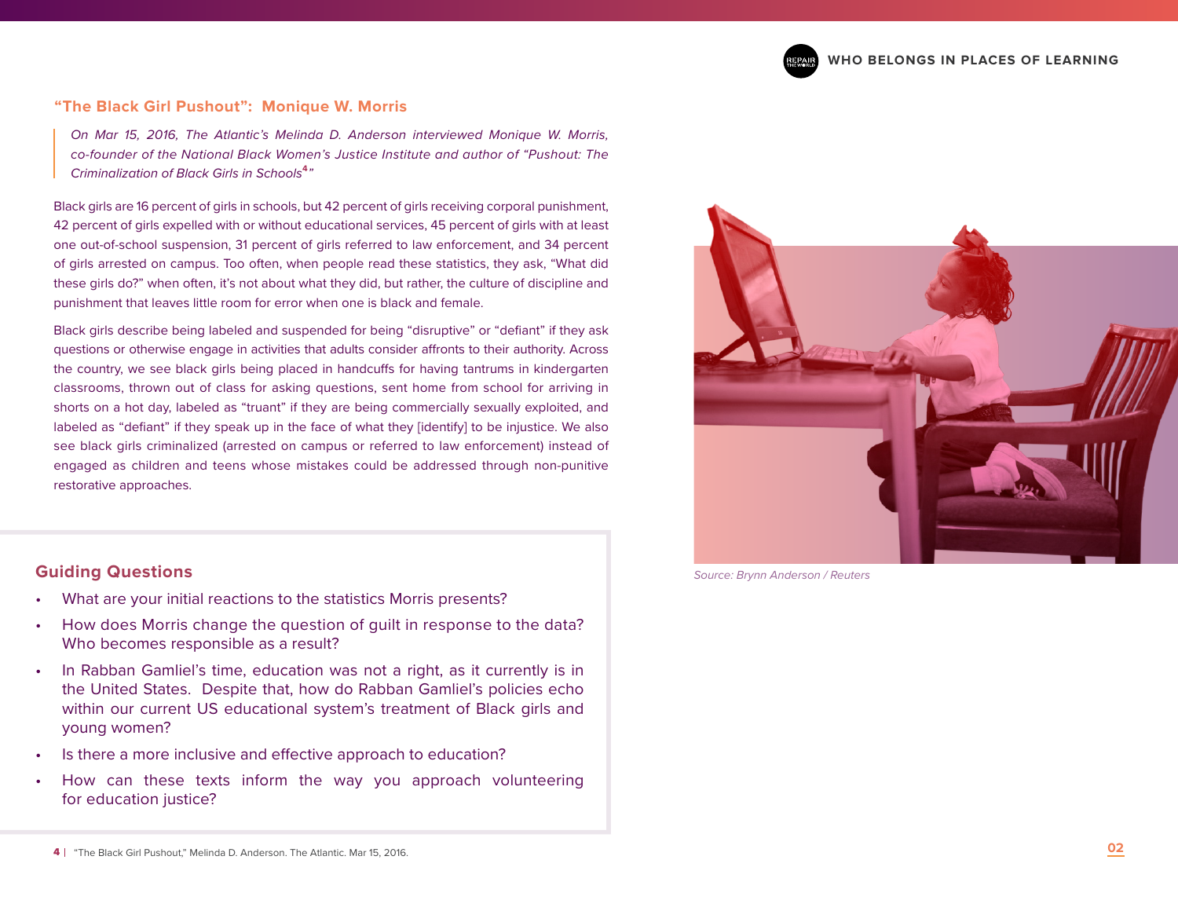## "The Black Girl Pushout": Monique W. Morris

> *On Mar 15, 2016, The Atlantic's Melinda D. Anderson interviewed Monique W. Morris, co-founder of the National Black Women's Justice Institute and author of "Pushout: The Criminalization of Black Girls in Schools*[4]*"*

Black girls are 16 percent of girls in schools, but 42 percent of girls receiving corporal punishment, 42 percent of girls expelled with or without educational services, 45 percent of girls with at least one out-of-school suspension, 31 percent of girls referred to law enforcement, and 34 percent of girls arrested on campus. Too often, when people read these statistics, they ask, "What did these girls do?" when often, it's not about what they did, but rather, the culture of discipline and punishment that leaves little room for error when one is black and female.

Black girls describe being labeled and suspended for being "disruptive" or "defiant" if they ask questions or otherwise engage in activities that adults consider affronts to their authority. Across the country, we see black girls being placed in handcuffs for having tantrums in kindergarten classrooms, thrown out of class for asking questions, sent home from school for arriving in shorts on a hot day, labeled as "truant" if they are being commercially sexually exploited, and labeled as "defiant" if they speak up in the face of what they [identify] to be injustice. We also see black girls criminalized (arrested on campus or referred to law enforcement) instead of engaged as children and teens whose mistakes could be addressed through non-punitive restorative approaches.

### Guiding Questions

- What are your initial reactions to the statistics Morris presents?
- How does Morris change the question of guilt in response to the data? Who becomes responsible as a result?
- In Rabban Gamliel's time, education was not a right, as it currently is in the United States. Despite that, how do Rabban Gamliel's policies echo within our current US educational system's treatment of Black girls and young women?
- Is there a more inclusive and effective approach to education?
- How can these texts inform the way you approach volunteering for education justice?

Source: Brynn Anderson / Reuters

4 | "The Black Girl Pushout," Melinda D. Anderson. The Atlantic. Mar 15, 2016.